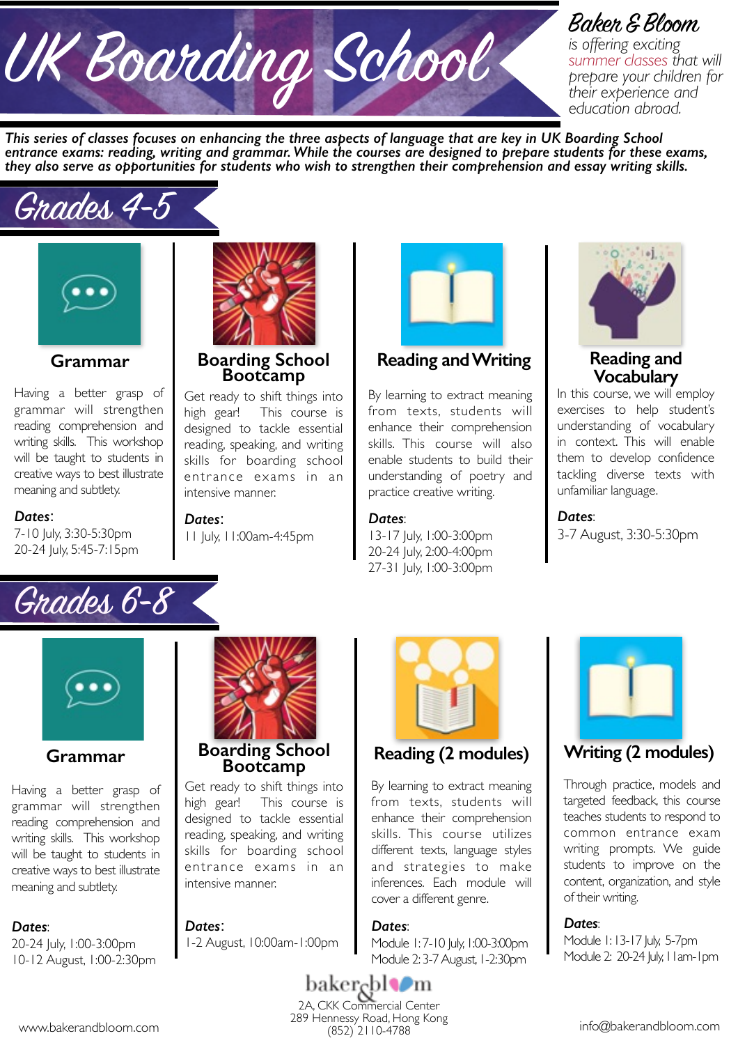# UK Boarding School

**Baker & Bloom**

*is offering exciting summer classes that will prepare your children for their experience and education abroad.*

***This series of classes focuses on enhancing the three aspects of language that are key in UK Boarding School entrance exams: reading, writing and grammar. While the courses are designed to prepare students for these exams, they also serve as opportunities for students who wish to strengthen their comprehension and essay writing skills.***

## Grades 4-5

### Grammar

Having a better grasp of grammar will strengthen reading comprehension and writing skills. This workshop will be taught to students in creative ways to best illustrate meaning and subtlety.

***Dates***:
7-10 July, 3:30-5:30pm
20-24 July, 5:45-7:15pm

### Boarding School Bootcamp

Get ready to shift things into high gear! This course is designed to tackle essential reading, speaking, and writing skills for boarding school entrance exams in an intensive manner.

***Dates***:
11 July, 11:00am-4:45pm

### Reading and Writing

By learning to extract meaning from texts, students will enhance their comprehension skills. This course will also enable students to build their understanding of poetry and practice creative writing.

***Dates***:
13-17 July, 1:00-3:00pm
20-24 July, 2:00-4:00pm
27-31 July, 1:00-3:00pm

### Reading and Vocabulary

In this course, we will employ exercises to help student's understanding of vocabulary in context. This will enable them to develop confidence tackling diverse texts with unfamiliar language.

***Dates***:
3-7 August, 3:30-5:30pm

## Grades 6-8

### Grammar

Having a better grasp of grammar will strengthen reading comprehension and writing skills. This workshop will be taught to students in creative ways to best illustrate meaning and subtlety.

***Dates***:
20-24 July, 1:00-3:00pm
10-12 August, 1:00-2:30pm

### Boarding School Bootcamp

Get ready to shift things into high gear! This course is designed to tackle essential reading, speaking, and writing skills for boarding school entrance exams in an intensive manner.

***Dates***:
1-2 August, 10:00am-1:00pm

### Reading (2 modules)

By learning to extract meaning from texts, students will enhance their comprehension skills. This course utilizes different texts, language styles and strategies to make inferences. Each module will cover a different genre.

***Dates***:
Module 1: 7-10 July, 1:00-3:00pm
Module 2: 3-7 August, 1-2:30pm

### Writing (2 modules)

Through practice, models and targeted feedback, this course teaches students to respond to common entrance exam writing prompts. We guide students to improve on the content, organization, and style of their writing.

***Dates***:
Module 1: 13-17 July, 5-7pm
Module 2: 20-24 July, 11am-1pm

baker&bloom

2A, CKK Commercial Center
289 Hennessy Road, Hong Kong
(852) 2110-4788

www.bakerandbloom.com

info@bakerandbloom.com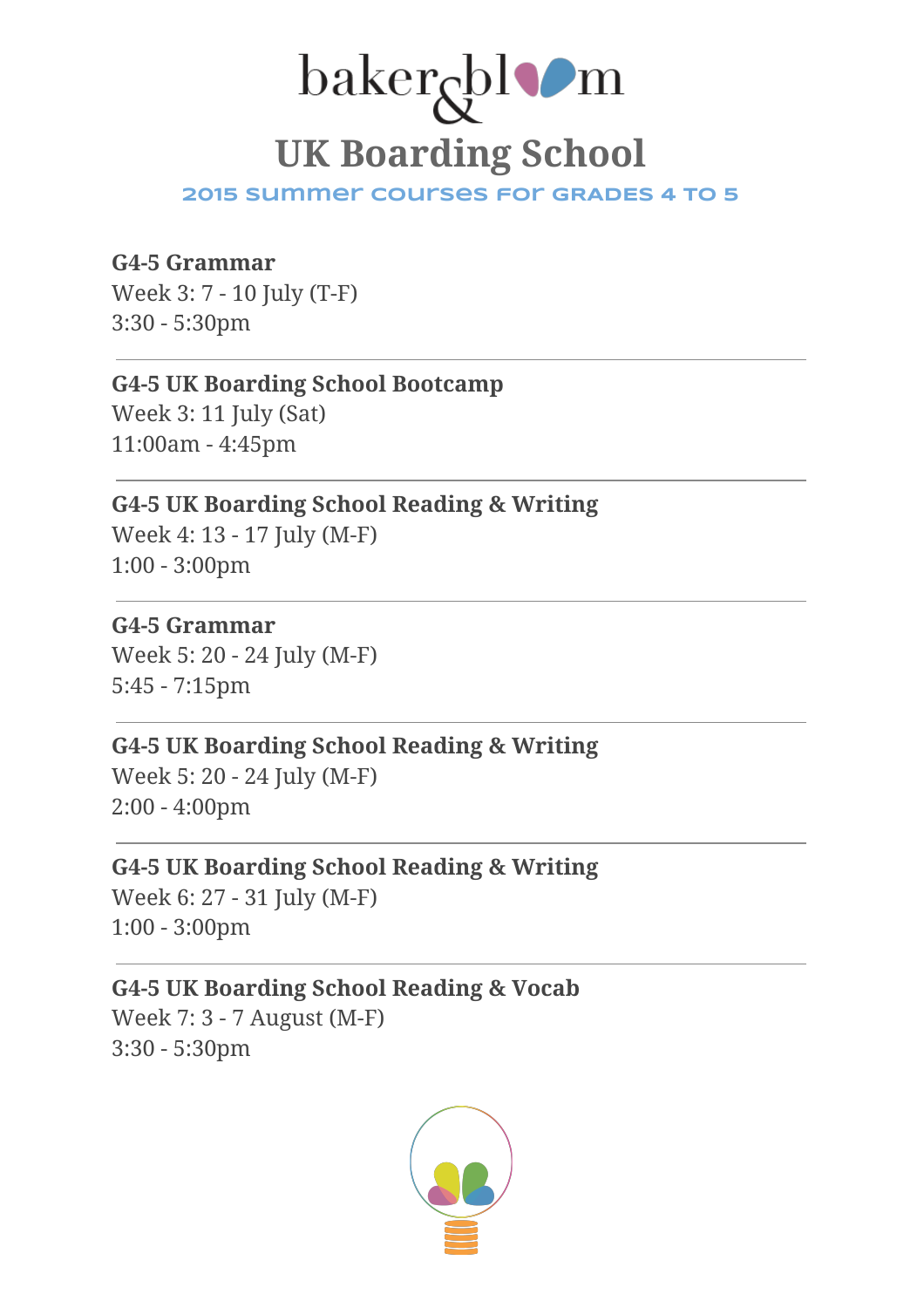# baker&bloom

## UK Boarding School

### 2015 summer courses for grades 4 to 5

**G4-5 Grammar**
Week 3: 7 - 10 July (T-F)
3:30 - 5:30pm

---

**G4-5 UK Boarding School Bootcamp**
Week 3: 11 July (Sat)
11:00am - 4:45pm

---

**G4-5 UK Boarding School Reading & Writing**
Week 4: 13 - 17 July (M-F)
1:00 - 3:00pm

---

**G4-5 Grammar**
Week 5: 20 - 24 July (M-F)
5:45 - 7:15pm

---

**G4-5 UK Boarding School Reading & Writing**
Week 5: 20 - 24 July (M-F)
2:00 - 4:00pm

---

**G4-5 UK Boarding School Reading & Writing**
Week 6: 27 - 31 July (M-F)
1:00 - 3:00pm

---

**G4-5 UK Boarding School Reading & Vocab**
Week 7: 3 - 7 August (M-F)
3:30 - 5:30pm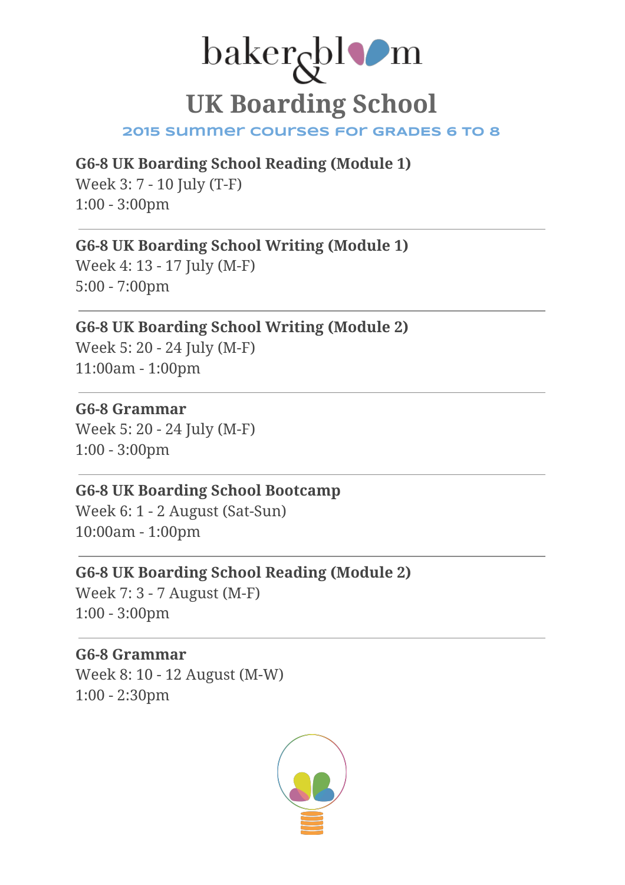baker&bloom

# UK Boarding School

2015 summer courses for GRADES 6 TO 8

**G6-8 UK Boarding School Reading (Module 1)**
Week 3: 7 - 10 July (T-F)
1:00 - 3:00pm

---

**G6-8 UK Boarding School Writing (Module 1)**
Week 4: 13 - 17 July (M-F)
5:00 - 7:00pm

---

**G6-8 UK Boarding School Writing (Module 2)**
Week 5: 20 - 24 July (M-F)
11:00am - 1:00pm

---

**G6-8 Grammar**
Week 5: 20 - 24 July (M-F)
1:00 - 3:00pm

---

**G6-8 UK Boarding School Bootcamp**
Week 6: 1 - 2 August (Sat-Sun)
10:00am - 1:00pm

---

**G6-8 UK Boarding School Reading (Module 2)**
Week 7: 3 - 7 August (M-F)
1:00 - 3:00pm

---

**G6-8 Grammar**
Week 8: 10 - 12 August (M-W)
1:00 - 2:30pm